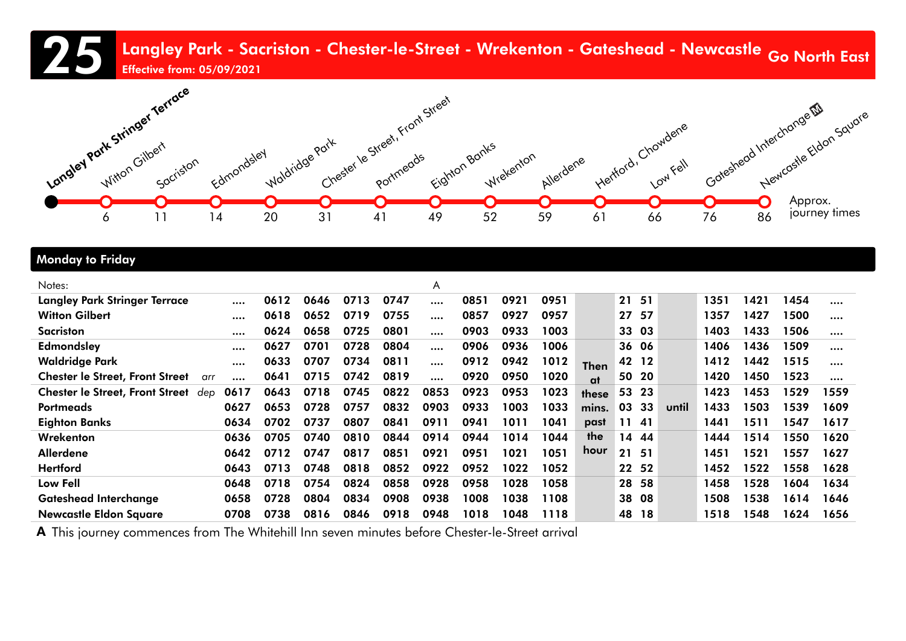# 25 Langley Park - Sacriston - Chester-le-Street - Wrekenton - Gateshead - Newcastle

**Effective from: 05/09/2021**

**Go North East**

| Stop | Approx. journey times |
|---|---|
| Langley Park Stringer Terrace | |
| Witton Gilbert | 6 |
| Sacriston | 11 |
| Edmondsley | 14 |
| Waldridge Park | 20 |
| Chester le Street, Front Street | 31 |
| Portmeads | 41 |
| Eighton Banks | 49 |
| Wrekenton | 52 |
| Allerdene | 59 |
| Hertford, Chowdene | 61 |
| Low Fell | 66 |
| Gateshead Interchange | 76 |
| Newcastle Eldon Square | 86 |

## Monday to Friday

| Notes: | | | | | | | A | | | | | | | | | | | | |
|---|---|---|---|---|---|---|---|---|---|---|---|---|---|---|---|---|---|---|---|
| Langley Park Stringer Terrace | | .... | 0612 | 0646 | 0713 | 0747 | .... | 0851 | 0921 | 0951 | Then at these mins. past the hour | 21 | 51 | until | 1351 | 1421 | 1454 | .... |
| Witton Gilbert | | .... | 0618 | 0652 | 0719 | 0755 | .... | 0857 | 0927 | 0957 | | 27 | 57 | | 1357 | 1427 | 1500 | .... |
| Sacriston | | .... | 0624 | 0658 | 0725 | 0801 | .... | 0903 | 0933 | 1003 | | 33 | 03 | | 1403 | 1433 | 1506 | .... |
| Edmondsley | | .... | 0627 | 0701 | 0728 | 0804 | .... | 0906 | 0936 | 1006 | | 36 | 06 | | 1406 | 1436 | 1509 | .... |
| Waldridge Park | | .... | 0633 | 0707 | 0734 | 0811 | .... | 0912 | 0942 | 1012 | | 42 | 12 | | 1412 | 1442 | 1515 | .... |
| Chester le Street, Front Street | arr | .... | 0641 | 0715 | 0742 | 0819 | .... | 0920 | 0950 | 1020 | | 50 | 20 | | 1420 | 1450 | 1523 | .... |
| Chester le Street, Front Street | dep | 0617 | 0643 | 0718 | 0745 | 0822 | 0853 | 0923 | 0953 | 1023 | | 53 | 23 | | 1423 | 1453 | 1529 | 1559 |
| Portmeads | | 0627 | 0653 | 0728 | 0757 | 0832 | 0903 | 0933 | 1003 | 1033 | | 03 | 33 | | 1433 | 1503 | 1539 | 1609 |
| Eighton Banks | | 0634 | 0702 | 0737 | 0807 | 0841 | 0911 | 0941 | 1011 | 1041 | | 11 | 41 | | 1441 | 1511 | 1547 | 1617 |
| Wrekenton | | 0636 | 0705 | 0740 | 0810 | 0844 | 0914 | 0944 | 1014 | 1044 | | 14 | 44 | | 1444 | 1514 | 1550 | 1620 |
| Allerdene | | 0642 | 0712 | 0747 | 0817 | 0851 | 0921 | 0951 | 1021 | 1051 | | 21 | 51 | | 1451 | 1521 | 1557 | 1627 |
| Hertford | | 0643 | 0713 | 0748 | 0818 | 0852 | 0922 | 0952 | 1022 | 1052 | | 22 | 52 | | 1452 | 1522 | 1558 | 1628 |
| Low Fell | | 0648 | 0718 | 0754 | 0824 | 0858 | 0928 | 0958 | 1028 | 1058 | | 28 | 58 | | 1458 | 1528 | 1604 | 1634 |
| Gateshead Interchange | | 0658 | 0728 | 0804 | 0834 | 0908 | 0938 | 1008 | 1038 | 1108 | | 38 | 08 | | 1508 | 1538 | 1614 | 1646 |
| Newcastle Eldon Square | | 0708 | 0738 | 0816 | 0846 | 0918 | 0948 | 1018 | 1048 | 1118 | | 48 | 18 | | 1518 | 1548 | 1624 | 1656 |

**A** This journey commences from The Whitehill Inn seven minutes before Chester-le-Street arrival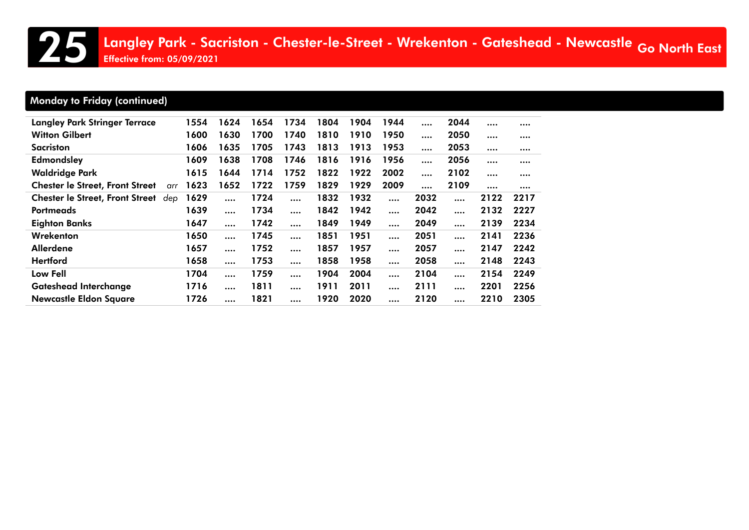# 25 Langley Park - Sacriston - Chester-le-Street - Wrekenton - Gateshead - Newcastle

**Effective from: 05/09/2021**

Go North East

## Monday to Friday (continued)

| | | | | | | | | | | | | |
|---|---|---|---|---|---|---|---|---|---|---|---|---|
| Langley Park Stringer Terrace | | 1554 | 1624 | 1654 | 1734 | 1804 | 1904 | 1944 | .... | 2044 | .... | .... |
| Witton Gilbert | | 1600 | 1630 | 1700 | 1740 | 1810 | 1910 | 1950 | .... | 2050 | .... | .... |
| Sacriston | | 1606 | 1635 | 1705 | 1743 | 1813 | 1913 | 1953 | .... | 2053 | .... | .... |
| Edmondsley | | 1609 | 1638 | 1708 | 1746 | 1816 | 1916 | 1956 | .... | 2056 | .... | .... |
| Waldridge Park | | 1615 | 1644 | 1714 | 1752 | 1822 | 1922 | 2002 | .... | 2102 | .... | .... |
| Chester le Street, Front Street | *arr* | 1623 | 1652 | 1722 | 1759 | 1829 | 1929 | 2009 | .... | 2109 | .... | .... |
| Chester le Street, Front Street | *dep* | 1629 | .... | 1724 | .... | 1832 | 1932 | .... | 2032 | .... | 2122 | 2217 |
| Portmeads | | 1639 | .... | 1734 | .... | 1842 | 1942 | .... | 2042 | .... | 2132 | 2227 |
| Eighton Banks | | 1647 | .... | 1742 | .... | 1849 | 1949 | .... | 2049 | .... | 2139 | 2234 |
| Wrekenton | | 1650 | .... | 1745 | .... | 1851 | 1951 | .... | 2051 | .... | 2141 | 2236 |
| Allerdene | | 1657 | .... | 1752 | .... | 1857 | 1957 | .... | 2057 | .... | 2147 | 2242 |
| Hertford | | 1658 | .... | 1753 | .... | 1858 | 1958 | .... | 2058 | .... | 2148 | 2243 |
| Low Fell | | 1704 | .... | 1759 | .... | 1904 | 2004 | .... | 2104 | .... | 2154 | 2249 |
| Gateshead Interchange | | 1716 | .... | 1811 | .... | 1911 | 2011 | .... | 2111 | .... | 2201 | 2256 |
| Newcastle Eldon Square | | 1726 | .... | 1821 | .... | 1920 | 2020 | .... | 2120 | .... | 2210 | 2305 |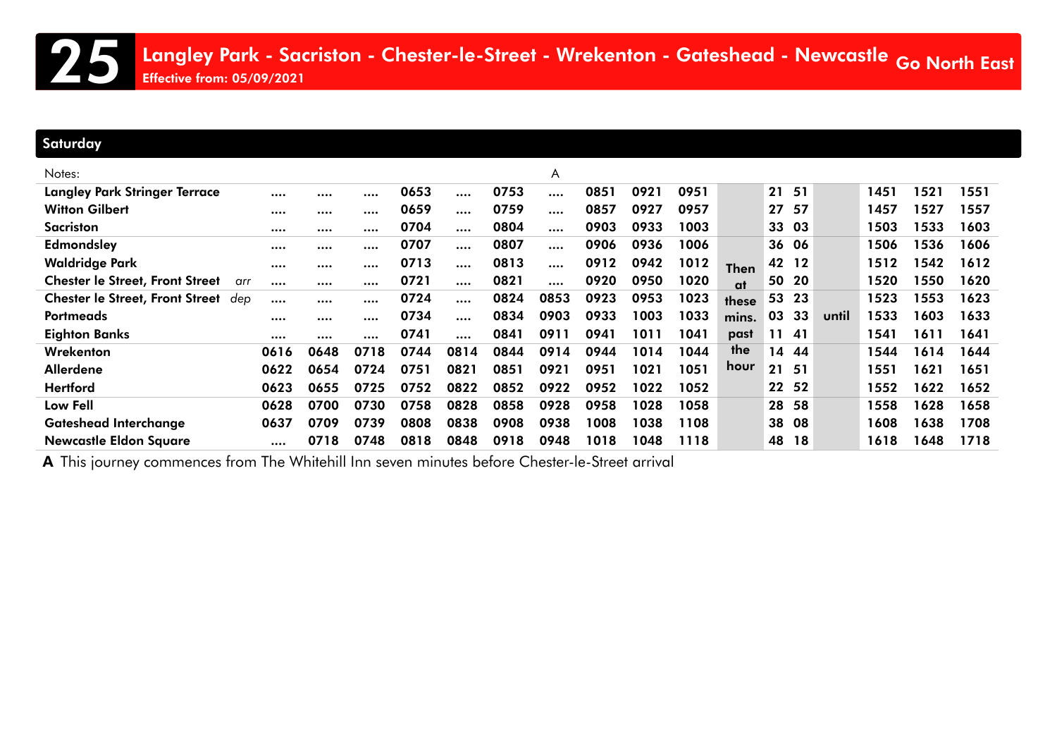# 25 Langley Park - Sacriston - Chester-le-Street - Wrekenton - Gateshead - Newcastle

Effective from: 05/09/2021

Go North East

## Saturday

| Notes: | | | | | | | | A | | | | | | | | | | |
|---|---|---|---|---|---|---|---|---|---|---|---|---|---|---|---|---|---|---|
| **Langley Park Stringer Terrace** | | .... | .... | .... | 0653 | .... | 0753 | .... | 0851 | 0921 | 0951 | Then at these mins. past the hour | 21 | 51 | until | 1451 | 1521 | 1551 |
| **Witton Gilbert** | | .... | .... | .... | 0659 | .... | 0759 | .... | 0857 | 0927 | 0957 | | 27 | 57 | | 1457 | 1527 | 1557 |
| **Sacriston** | | .... | .... | .... | 0704 | .... | 0804 | .... | 0903 | 0933 | 1003 | | 33 | 03 | | 1503 | 1533 | 1603 |
| **Edmondsley** | | .... | .... | .... | 0707 | .... | 0807 | .... | 0906 | 0936 | 1006 | | 36 | 06 | | 1506 | 1536 | 1606 |
| **Waldridge Park** | | .... | .... | .... | 0713 | .... | 0813 | .... | 0912 | 0942 | 1012 | | 42 | 12 | | 1512 | 1542 | 1612 |
| **Chester le Street, Front Street** | *arr* | .... | .... | .... | 0721 | .... | 0821 | .... | 0920 | 0950 | 1020 | | 50 | 20 | | 1520 | 1550 | 1620 |
| **Chester le Street, Front Street** | *dep* | .... | .... | .... | 0724 | .... | 0824 | 0853 | 0923 | 0953 | 1023 | | 53 | 23 | | 1523 | 1553 | 1623 |
| **Portmeads** | | .... | .... | .... | 0734 | .... | 0834 | 0903 | 0933 | 1003 | 1033 | | 03 | 33 | | 1533 | 1603 | 1633 |
| **Eighton Banks** | | .... | .... | .... | 0741 | .... | 0841 | 0911 | 0941 | 1011 | 1041 | | 11 | 41 | | 1541 | 1611 | 1641 |
| **Wrekenton** | | 0616 | 0648 | 0718 | 0744 | 0814 | 0844 | 0914 | 0944 | 1014 | 1044 | | 14 | 44 | | 1544 | 1614 | 1644 |
| **Allerdene** | | 0622 | 0654 | 0724 | 0751 | 0821 | 0851 | 0921 | 0951 | 1021 | 1051 | | 21 | 51 | | 1551 | 1621 | 1651 |
| **Hertford** | | 0623 | 0655 | 0725 | 0752 | 0822 | 0852 | 0922 | 0952 | 1022 | 1052 | | 22 | 52 | | 1552 | 1622 | 1652 |
| **Low Fell** | | 0628 | 0700 | 0730 | 0758 | 0828 | 0858 | 0928 | 0958 | 1028 | 1058 | | 28 | 58 | | 1558 | 1628 | 1658 |
| **Gateshead Interchange** | | 0637 | 0709 | 0739 | 0808 | 0838 | 0908 | 0938 | 1008 | 1038 | 1108 | | 38 | 08 | | 1608 | 1638 | 1708 |
| **Newcastle Eldon Square** | | .... | 0718 | 0748 | 0818 | 0848 | 0918 | 0948 | 1018 | 1048 | 1118 | | 48 | 18 | | 1618 | 1648 | 1718 |

**A** This journey commences from The Whitehill Inn seven minutes before Chester-le-Street arrival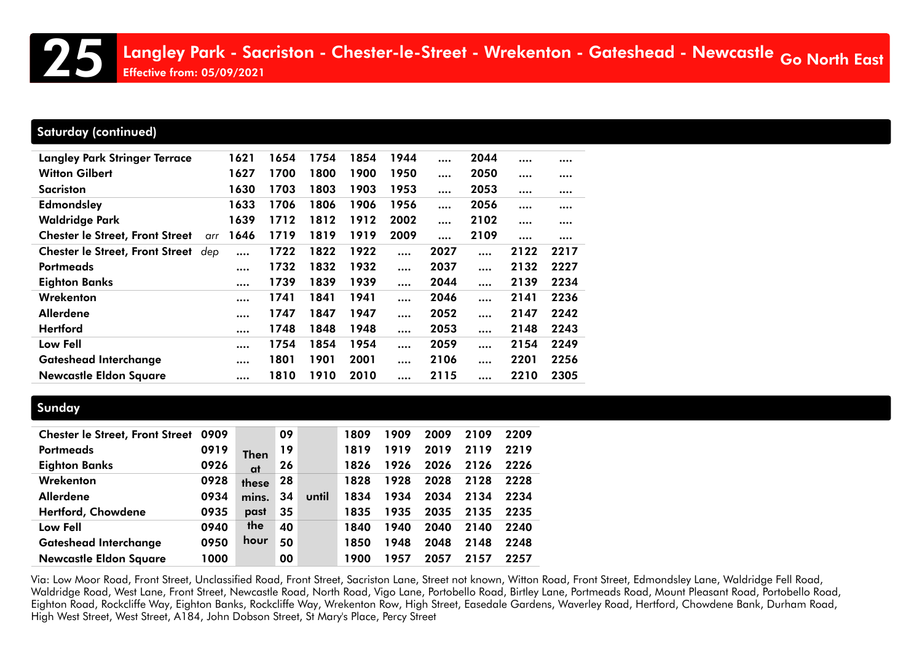# 25 Langley Park - Sacriston - Chester-le-Street - Wrekenton - Gateshead - Newcastle

Effective from: 05/09/2021

Go North East

## Saturday (continued)

| | | | | | | | | | | |
|---|---|---|---|---|---|---|---|---|---|---|
| Langley Park Stringer Terrace | | 1621 | 1654 | 1754 | 1854 | 1944 | .... | 2044 | .... | .... |
| Witton Gilbert | | 1627 | 1700 | 1800 | 1900 | 1950 | .... | 2050 | .... | .... |
| Sacriston | | 1630 | 1703 | 1803 | 1903 | 1953 | .... | 2053 | .... | .... |
| Edmondsley | | 1633 | 1706 | 1806 | 1906 | 1956 | .... | 2056 | .... | .... |
| Waldridge Park | | 1639 | 1712 | 1812 | 1912 | 2002 | .... | 2102 | .... | .... |
| Chester le Street, Front Street | arr | 1646 | 1719 | 1819 | 1919 | 2009 | .... | 2109 | .... | .... |
| Chester le Street, Front Street | dep | .... | 1722 | 1822 | 1922 | .... | 2027 | .... | 2122 | 2217 |
| Portmeads | | .... | 1732 | 1832 | 1932 | .... | 2037 | .... | 2132 | 2227 |
| Eighton Banks | | .... | 1739 | 1839 | 1939 | .... | 2044 | .... | 2139 | 2234 |
| Wrekenton | | .... | 1741 | 1841 | 1941 | .... | 2046 | .... | 2141 | 2236 |
| Allerdene | | .... | 1747 | 1847 | 1947 | .... | 2052 | .... | 2147 | 2242 |
| Hertford | | .... | 1748 | 1848 | 1948 | .... | 2053 | .... | 2148 | 2243 |
| Low Fell | | .... | 1754 | 1854 | 1954 | .... | 2059 | .... | 2154 | 2249 |
| Gateshead Interchange | | .... | 1801 | 1901 | 2001 | .... | 2106 | .... | 2201 | 2256 |
| Newcastle Eldon Square | | .... | 1810 | 1910 | 2010 | .... | 2115 | .... | 2210 | 2305 |

## Sunday

| | | | | | | | | | |
|---|---|---|---|---|---|---|---|---|---|
| Chester le Street, Front Street | 0909 | Then at these mins. past the hour | 09 | until | 1809 | 1909 | 2009 | 2109 | 2209 |
| Portmeads | 0919 | | 19 | | 1819 | 1919 | 2019 | 2119 | 2219 |
| Eighton Banks | 0926 | | 26 | | 1826 | 1926 | 2026 | 2126 | 2226 |
| Wrekenton | 0928 | | 28 | | 1828 | 1928 | 2028 | 2128 | 2228 |
| Allerdene | 0934 | | 34 | | 1834 | 1934 | 2034 | 2134 | 2234 |
| Hertford, Chowdene | 0935 | | 35 | | 1835 | 1935 | 2035 | 2135 | 2235 |
| Low Fell | 0940 | | 40 | | 1840 | 1940 | 2040 | 2140 | 2240 |
| Gateshead Interchange | 0950 | | 50 | | 1850 | 1948 | 2048 | 2148 | 2248 |
| Newcastle Eldon Square | 1000 | | 00 | | 1900 | 1957 | 2057 | 2157 | 2257 |

Via: Low Moor Road, Front Street, Unclassified Road, Front Street, Sacriston Lane, Street not known, Witton Road, Front Street, Edmondsley Lane, Waldridge Fell Road, Waldridge Road, West Lane, Front Street, Newcastle Road, North Road, Vigo Lane, Portobello Road, Birtley Lane, Portmeads Road, Mount Pleasant Road, Portobello Road, Eighton Road, Rockcliffe Way, Eighton Banks, Rockcliffe Way, Wrekenton Row, High Street, Easedale Gardens, Waverley Road, Hertford, Chowdene Bank, Durham Road, High West Street, West Street, A184, John Dobson Street, St Mary's Place, Percy Street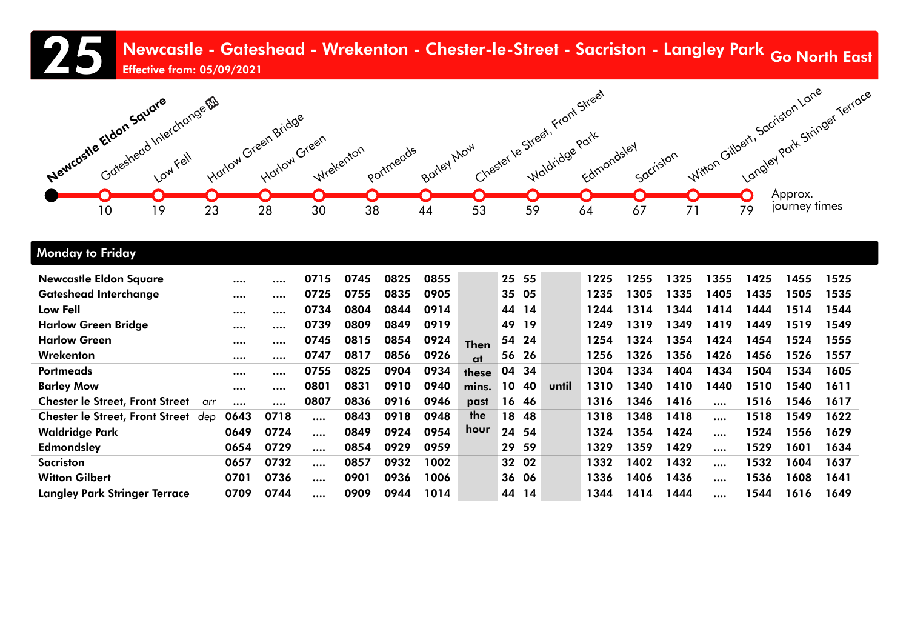# 25 Newcastle - Gateshead - Wrekenton - Chester-le-Street - Sacriston - Langley Park

**Go North East**

Effective from: 05/09/2021

| Stop | Approx. journey times |
|---|---|
| Newcastle Eldon Square | |
| Gateshead Interchange | 10 |
| Low Fell | 19 |
| Harlow Green Bridge | 23 |
| Harlow Green | 28 |
| Wrekenton | 30 |
| Portmeads | 38 |
| Barley Mow | 44 |
| Chester le Street, Front Street | 53 |
| Waldridge Park | 59 |
| Edmondsley | 64 |
| Sacriston | 67 |
| Witton Gilbert, Sacriston Lane | 71 |
| Langley Park Stringer Terrace | 79 |

## Monday to Friday

| Stop | | | | | | | | | | | | | | | | | | | |
|---|---|---|---|---|---|---|---|---|---|---|---|---|---|---|---|---|---|---|---|
| Newcastle Eldon Square | | .... | .... | 0715 | 0745 | 0825 | 0855 | Then at these mins. past the hour | 25 | 55 | until | 1225 | 1255 | 1325 | 1355 | 1425 | 1455 | 1525 |
| Gateshead Interchange | | .... | .... | 0725 | 0755 | 0835 | 0905 | | 35 | 05 | | 1235 | 1305 | 1335 | 1405 | 1435 | 1505 | 1535 |
| Low Fell | | .... | .... | 0734 | 0804 | 0844 | 0914 | | 44 | 14 | | 1244 | 1314 | 1344 | 1414 | 1444 | 1514 | 1544 |
| Harlow Green Bridge | | .... | .... | 0739 | 0809 | 0849 | 0919 | | 49 | 19 | | 1249 | 1319 | 1349 | 1419 | 1449 | 1519 | 1549 |
| Harlow Green | | .... | .... | 0745 | 0815 | 0854 | 0924 | | 54 | 24 | | 1254 | 1324 | 1354 | 1424 | 1454 | 1524 | 1555 |
| Wrekenton | | .... | .... | 0747 | 0817 | 0856 | 0926 | | 56 | 26 | | 1256 | 1326 | 1356 | 1426 | 1456 | 1526 | 1557 |
| Portmeads | | .... | .... | 0755 | 0825 | 0904 | 0934 | | 04 | 34 | | 1304 | 1334 | 1404 | 1434 | 1504 | 1534 | 1605 |
| Barley Mow | | .... | .... | 0801 | 0831 | 0910 | 0940 | | 10 | 40 | | 1310 | 1340 | 1410 | 1440 | 1510 | 1540 | 1611 |
| Chester le Street, Front Street | arr | .... | .... | 0807 | 0836 | 0916 | 0946 | | 16 | 46 | | 1316 | 1346 | 1416 | .... | 1516 | 1546 | 1617 |
| Chester le Street, Front Street | dep | 0643 | 0718 | .... | 0843 | 0918 | 0948 | | 18 | 48 | | 1318 | 1348 | 1418 | .... | 1518 | 1549 | 1622 |
| Waldridge Park | | 0649 | 0724 | .... | 0849 | 0924 | 0954 | | 24 | 54 | | 1324 | 1354 | 1424 | .... | 1524 | 1556 | 1629 |
| Edmondsley | | 0654 | 0729 | .... | 0854 | 0929 | 0959 | | 29 | 59 | | 1329 | 1359 | 1429 | .... | 1529 | 1601 | 1634 |
| Sacriston | | 0657 | 0732 | .... | 0857 | 0932 | 1002 | | 32 | 02 | | 1332 | 1402 | 1432 | .... | 1532 | 1604 | 1637 |
| Witton Gilbert | | 0701 | 0736 | .... | 0901 | 0936 | 1006 | | 36 | 06 | | 1336 | 1406 | 1436 | .... | 1536 | 1608 | 1641 |
| Langley Park Stringer Terrace | | 0709 | 0744 | .... | 0909 | 0944 | 1014 | | 44 | 14 | | 1344 | 1414 | 1444 | .... | 1544 | 1616 | 1649 |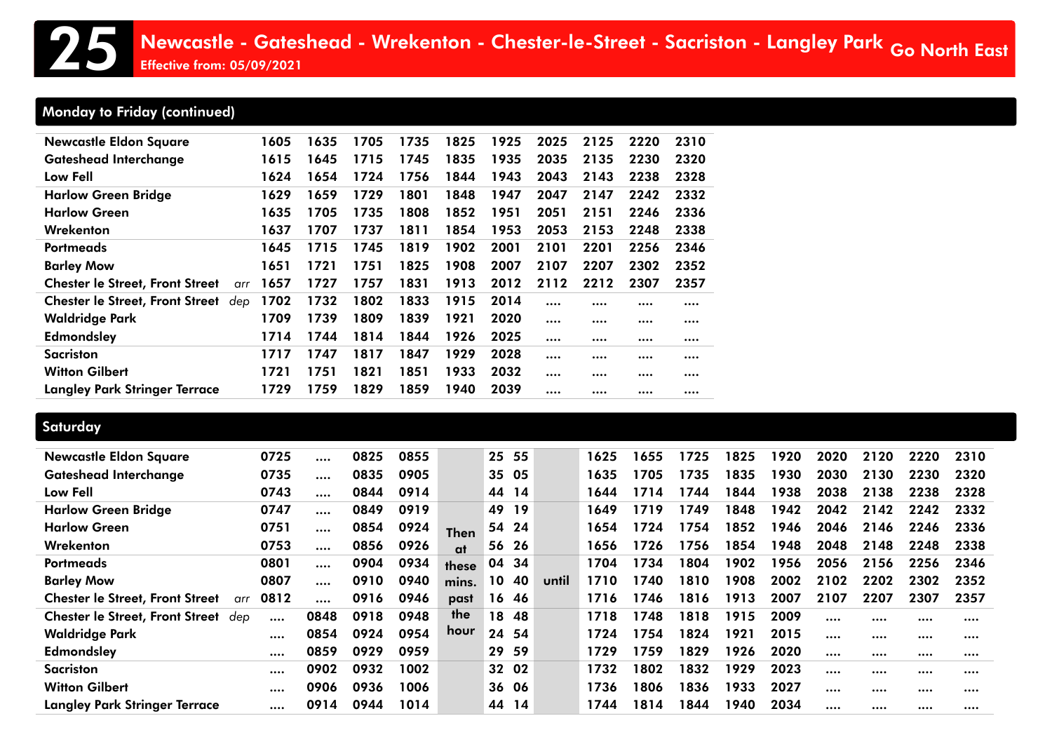# 25 Newcastle - Gateshead - Wrekenton - Chester-le-Street - Sacriston - Langley Park

**Effective from: 05/09/2021**

**Go North East**

## Monday to Friday (continued)

| Stop | | | | | | | | | | | |
|---|---|---|---|---|---|---|---|---|---|---|---|
| Newcastle Eldon Square | | 1605 | 1635 | 1705 | 1735 | 1825 | 1925 | 2025 | 2125 | 2220 | 2310 |
| Gateshead Interchange | | 1615 | 1645 | 1715 | 1745 | 1835 | 1935 | 2035 | 2135 | 2230 | 2320 |
| Low Fell | | 1624 | 1654 | 1724 | 1756 | 1844 | 1943 | 2043 | 2143 | 2238 | 2328 |
| Harlow Green Bridge | | 1629 | 1659 | 1729 | 1801 | 1848 | 1947 | 2047 | 2147 | 2242 | 2332 |
| Harlow Green | | 1635 | 1705 | 1735 | 1808 | 1852 | 1951 | 2051 | 2151 | 2246 | 2336 |
| Wrekenton | | 1637 | 1707 | 1737 | 1811 | 1854 | 1953 | 2053 | 2153 | 2248 | 2338 |
| Portmeads | | 1645 | 1715 | 1745 | 1819 | 1902 | 2001 | 2101 | 2201 | 2256 | 2346 |
| Barley Mow | | 1651 | 1721 | 1751 | 1825 | 1908 | 2007 | 2107 | 2207 | 2302 | 2352 |
| Chester le Street, Front Street | arr | 1657 | 1727 | 1757 | 1831 | 1913 | 2012 | 2112 | 2212 | 2307 | 2357 |
| Chester le Street, Front Street | dep | 1702 | 1732 | 1802 | 1833 | 1915 | 2014 | .... | .... | .... | .... |
| Waldridge Park | | 1709 | 1739 | 1809 | 1839 | 1921 | 2020 | .... | .... | .... | .... |
| Edmondsley | | 1714 | 1744 | 1814 | 1844 | 1926 | 2025 | .... | .... | .... | .... |
| Sacriston | | 1717 | 1747 | 1817 | 1847 | 1929 | 2028 | .... | .... | .... | .... |
| Witton Gilbert | | 1721 | 1751 | 1821 | 1851 | 1933 | 2032 | .... | .... | .... | .... |
| Langley Park Stringer Terrace | | 1729 | 1759 | 1829 | 1859 | 1940 | 2039 | .... | .... | .... | .... |

## Saturday

| Stop | | | | | | | | | | | | | | | | | | | |
|---|---|---|---|---|---|---|---|---|---|---|---|---|---|---|---|---|---|---|---|
| Newcastle Eldon Square | | 0725 | .... | 0825 | 0855 | Then at these mins. past the hour | 25 | 55 | until | 1625 | 1655 | 1725 | 1825 | 1920 | 2020 | 2120 | 2220 | 2310 |
| Gateshead Interchange | | 0735 | .... | 0835 | 0905 | | 35 | 05 | | 1635 | 1705 | 1735 | 1835 | 1930 | 2030 | 2130 | 2230 | 2320 |
| Low Fell | | 0743 | .... | 0844 | 0914 | | 44 | 14 | | 1644 | 1714 | 1744 | 1844 | 1938 | 2038 | 2138 | 2238 | 2328 |
| Harlow Green Bridge | | 0747 | .... | 0849 | 0919 | | 49 | 19 | | 1649 | 1719 | 1749 | 1848 | 1942 | 2042 | 2142 | 2242 | 2332 |
| Harlow Green | | 0751 | .... | 0854 | 0924 | | 54 | 24 | | 1654 | 1724 | 1754 | 1852 | 1946 | 2046 | 2146 | 2246 | 2336 |
| Wrekenton | | 0753 | .... | 0856 | 0926 | | 56 | 26 | | 1656 | 1726 | 1756 | 1854 | 1948 | 2048 | 2148 | 2248 | 2338 |
| Portmeads | | 0801 | .... | 0904 | 0934 | | 04 | 34 | | 1704 | 1734 | 1804 | 1902 | 1956 | 2056 | 2156 | 2256 | 2346 |
| Barley Mow | | 0807 | .... | 0910 | 0940 | | 10 | 40 | | 1710 | 1740 | 1810 | 1908 | 2002 | 2102 | 2202 | 2302 | 2352 |
| Chester le Street, Front Street | arr | 0812 | .... | 0916 | 0946 | | 16 | 46 | | 1716 | 1746 | 1816 | 1913 | 2007 | 2107 | 2207 | 2307 | 2357 |
| Chester le Street, Front Street | dep | .... | 0848 | 0918 | 0948 | | 18 | 48 | | 1718 | 1748 | 1818 | 1915 | 2009 | .... | .... | .... | .... |
| Waldridge Park | | .... | 0854 | 0924 | 0954 | | 24 | 54 | | 1724 | 1754 | 1824 | 1921 | 2015 | .... | .... | .... | .... |
| Edmondsley | | .... | 0859 | 0929 | 0959 | | 29 | 59 | | 1729 | 1759 | 1829 | 1926 | 2020 | .... | .... | .... | .... |
| Sacriston | | .... | 0902 | 0932 | 1002 | | 32 | 02 | | 1732 | 1802 | 1832 | 1929 | 2023 | .... | .... | .... | .... |
| Witton Gilbert | | .... | 0906 | 0936 | 1006 | | 36 | 06 | | 1736 | 1806 | 1836 | 1933 | 2027 | .... | .... | .... | .... |
| Langley Park Stringer Terrace | | .... | 0914 | 0944 | 1014 | | 44 | 14 | | 1744 | 1814 | 1844 | 1940 | 2034 | .... | .... | .... | .... |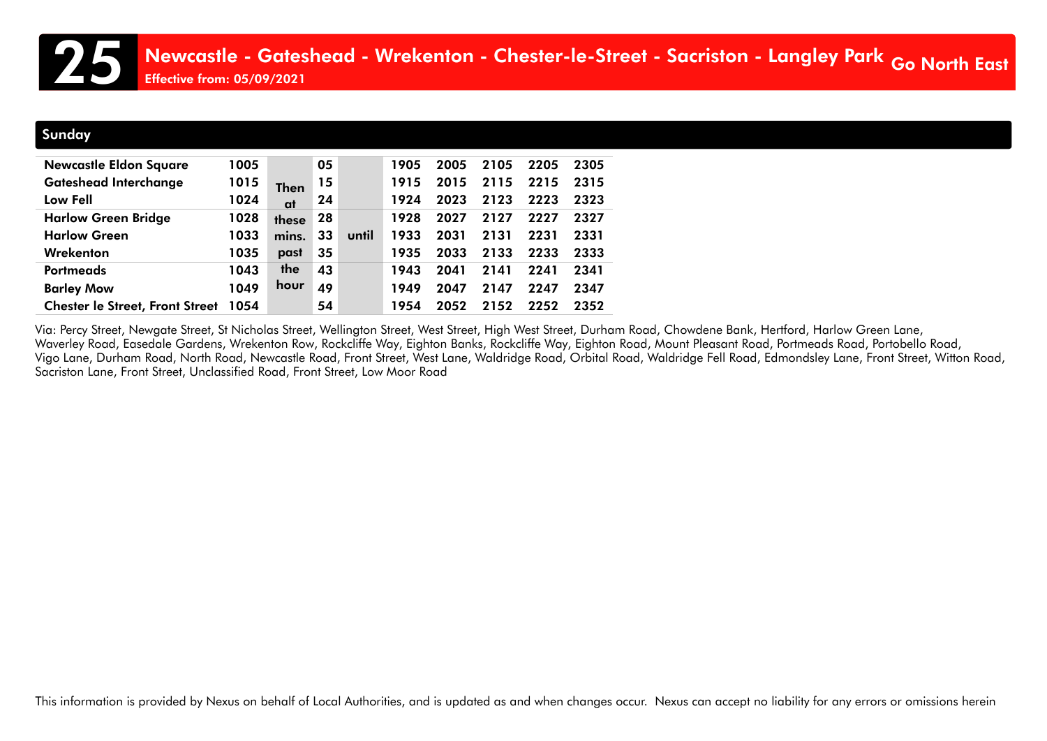# 25 Newcastle - Gateshead - Wrekenton - Chester-le-Street - Sacriston - Langley Park

Effective from: 05/09/2021

Go North East

## Sunday

| | | | | | | | | | |
|---|---|---|---|---|---|---|---|---|---|
| Newcastle Eldon Square | 1005 | Then at these mins. past the hour | 05 | until | 1905 | 2005 | 2105 | 2205 | 2305 |
| Gateshead Interchange | 1015 | | 15 | | 1915 | 2015 | 2115 | 2215 | 2315 |
| Low Fell | 1024 | | 24 | | 1924 | 2023 | 2123 | 2223 | 2323 |
| Harlow Green Bridge | 1028 | | 28 | | 1928 | 2027 | 2127 | 2227 | 2327 |
| Harlow Green | 1033 | | 33 | | 1933 | 2031 | 2131 | 2231 | 2331 |
| Wrekenton | 1035 | | 35 | | 1935 | 2033 | 2133 | 2233 | 2333 |
| Portmeads | 1043 | | 43 | | 1943 | 2041 | 2141 | 2241 | 2341 |
| Barley Mow | 1049 | | 49 | | 1949 | 2047 | 2147 | 2247 | 2347 |
| Chester le Street, Front Street | 1054 | | 54 | | 1954 | 2052 | 2152 | 2252 | 2352 |

Via: Percy Street, Newgate Street, St Nicholas Street, Wellington Street, West Street, High West Street, Durham Road, Chowdene Bank, Hertford, Harlow Green Lane, Waverley Road, Easedale Gardens, Wrekenton Row, Rockcliffe Way, Eighton Banks, Rockcliffe Way, Eighton Road, Mount Pleasant Road, Portmeads Road, Portobello Road, Vigo Lane, Durham Road, North Road, Newcastle Road, Front Street, West Lane, Waldridge Road, Orbital Road, Waldridge Fell Road, Edmondsley Lane, Front Street, Witton Road, Sacriston Lane, Front Street, Unclassified Road, Front Street, Low Moor Road

This information is provided by Nexus on behalf of Local Authorities, and is updated as and when changes occur. Nexus can accept no liability for any errors or omissions herein